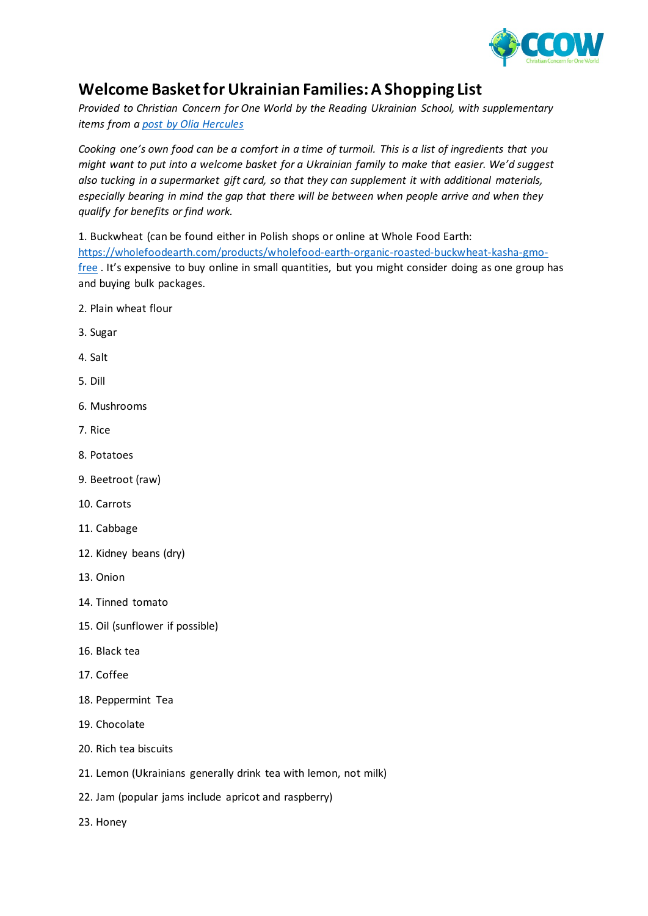# Welcome Basket for Ukrainian Families: A Shopping List

*Provided to Christian Concern for One World by the Reading Ukrainian School, with supplementary items from a [post by Olia Hercules](#)*

*Cooking one's own food can be a comfort in a time of turmoil. This is a list of ingredients that you might want to put into a welcome basket for a Ukrainian family to make that easier. We'd suggest also tucking in a supermarket gift card, so that they can supplement it with additional materials, especially bearing in mind the gap that there will be between when people arrive and when they qualify for benefits or find work.*

1. Buckwheat (can be found either in Polish shops or online at Whole Food Earth: https://wholefoodearth.com/products/wholefood-earth-organic-roasted-buckwheat-kasha-gmo-free . It's expensive to buy online in small quantities, but you might consider doing as one group has and buying bulk packages.
2. Plain wheat flour
3. Sugar
4. Salt
5. Dill
6. Mushrooms
7. Rice
8. Potatoes
9. Beetroot (raw)
10. Carrots
11. Cabbage
12. Kidney beans (dry)
13. Onion
14. Tinned tomato
15. Oil (sunflower if possible)
16. Black tea
17. Coffee
18. Peppermint Tea
19. Chocolate
20. Rich tea biscuits
21. Lemon (Ukrainians generally drink tea with lemon, not milk)
22. Jam (popular jams include apricot and raspberry)
23. Honey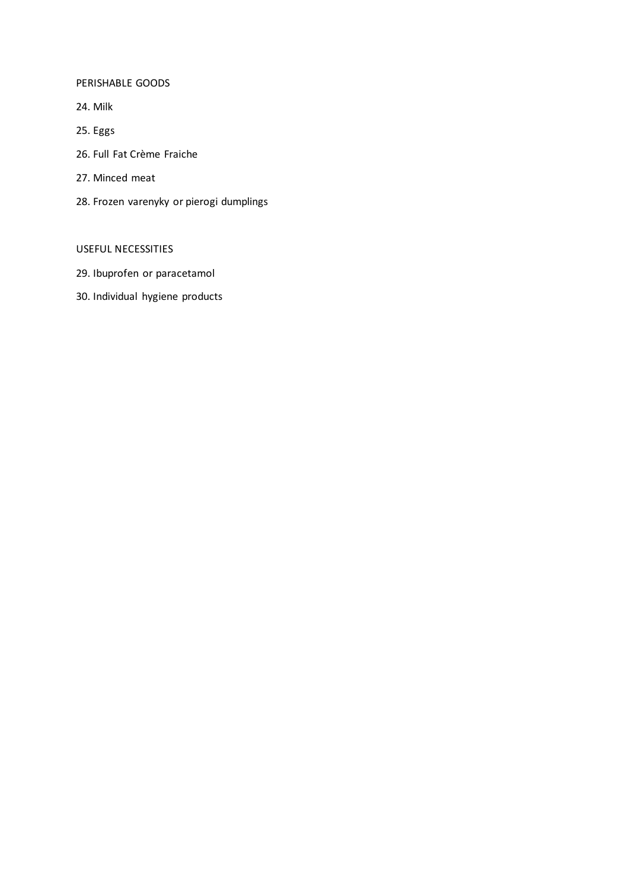PERISHABLE GOODS

24. Milk
25. Eggs
26. Full Fat Crème Fraiche
27. Minced meat
28. Frozen varenyky or pierogi dumplings

USEFUL NECESSITIES

29. Ibuprofen or paracetamol
30. Individual hygiene products